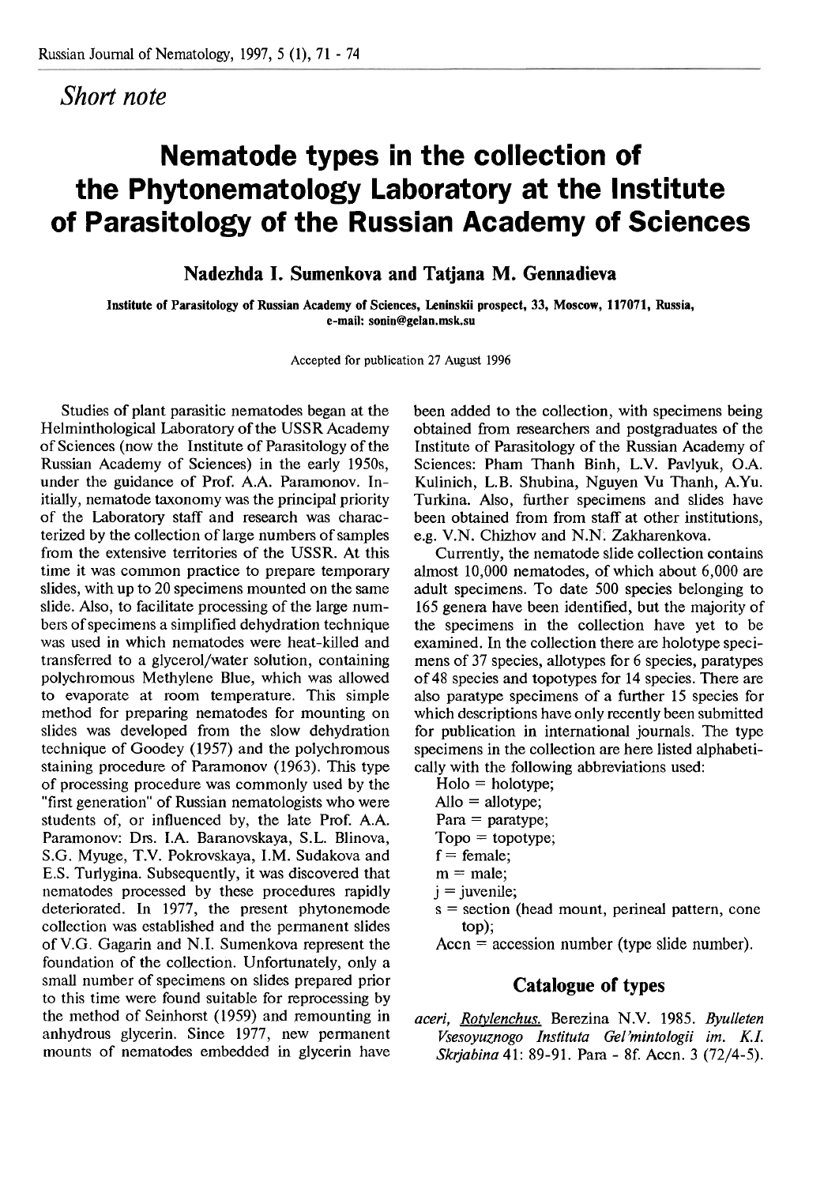*Short note*

# Nematode types in the collection of the Phytonematology Laboratory at the Institute of Parasitology of the Russian Academy of Sciences

**Nadezhda I. Sumenkova and Tatjana M. Gennadieva**

Institute of Parasitology of Russian Academy of Sciences, Leninskii prospect, 33, Moscow, 117071, Russia, e-mail: sonin@gelan.msk.su

Accepted for publication 27 August 1996

Studies of plant parasitic nematodes began at the Helminthological Laboratory of the USSR Academy of Sciences (now the Institute of Parasitology of the Russian Academy of Sciences) in the early 1950s, under the guidance of Prof. A.A. Paramonov. Initially, nematode taxonomy was the principal priority of the Laboratory staff and research was characterized by the collection of large numbers of samples from the extensive territories of the USSR. At this time it was common practice to prepare temporary slides, with up to 20 specimens mounted on the same slide. Also, to facilitate processing of the large numbers of specimens a simplified dehydration technique was used in which nematodes were heat-killed and transferred to a glycerol/water solution, containing polychromous Methylene Blue, which was allowed to evaporate at room temperature. This simple method for preparing nematodes for mounting on slides was developed from the slow dehydration technique of Goodey (1957) and the polychromous staining procedure of Paramonov (1963). This type of processing procedure was commonly used by the "first generation" of Russian nematologists who were students of, or influenced by, the late Prof. A.A. Paramonov: Drs. I.A. Baranovskaya, S.L. Blinova, S.G. Myuge, T.V. Pokrovskaya, I.M. Sudakova and E.S. Turlygina. Subsequently, it was discovered that nematodes processed by these procedures rapidly deteriorated. In 1977, the present phytonemode collection was established and the permanent slides of V.G. Gagarin and N.I. Sumenkova represent the foundation of the collection. Unfortunately, only a small number of specimens on slides prepared prior to this time were found suitable for reprocessing by the method of Seinhorst (1959) and remounting in anhydrous glycerin. Since 1977, new permanent mounts of nematodes embedded in glycerin have been added to the collection, with specimens being obtained from researchers and postgraduates of the Institute of Parasitology of the Russian Academy of Sciences: Pham Thanh Binh, L.V. Pavlyuk, O.A. Kulinich, L.B. Shubina, Nguyen Vu Thanh, A.Yu. Turkina. Also, further specimens and slides have been obtained from from staff at other institutions, e.g. V.N. Chizhov and N.N. Zakharenkova.

Currently, the nematode slide collection contains almost 10,000 nematodes, of which about 6,000 are adult specimens. To date 500 species belonging to 165 genera have been identified, but the majority of the specimens in the collection have yet to be examined. In the collection there are holotype specimens of 37 species, allotypes for 6 species, paratypes of 48 species and topotypes for 14 species. There are also paratype specimens of a further 15 species for which descriptions have only recently been submitted for publication in international journals. The type specimens in the collection are here listed alphabetically with the following abbreviations used:

Holo = holotype;
Allo = allotype;
Para = paratype;
Topo = topotype;
f = female;
m = male;
j = juvenile;
s = section (head mount, perineal pattern, cone top);
Accn = accession number (type slide number).

## Catalogue of types

*aceri*, Rotylenchus. Berezina N.V. 1985. *Byulleten Vsesoyuznogo Instituta Gel'mintologii im. K.I. Skrjabina* 41: 89-91. Para - 8f. Accn. 3 (72/4-5).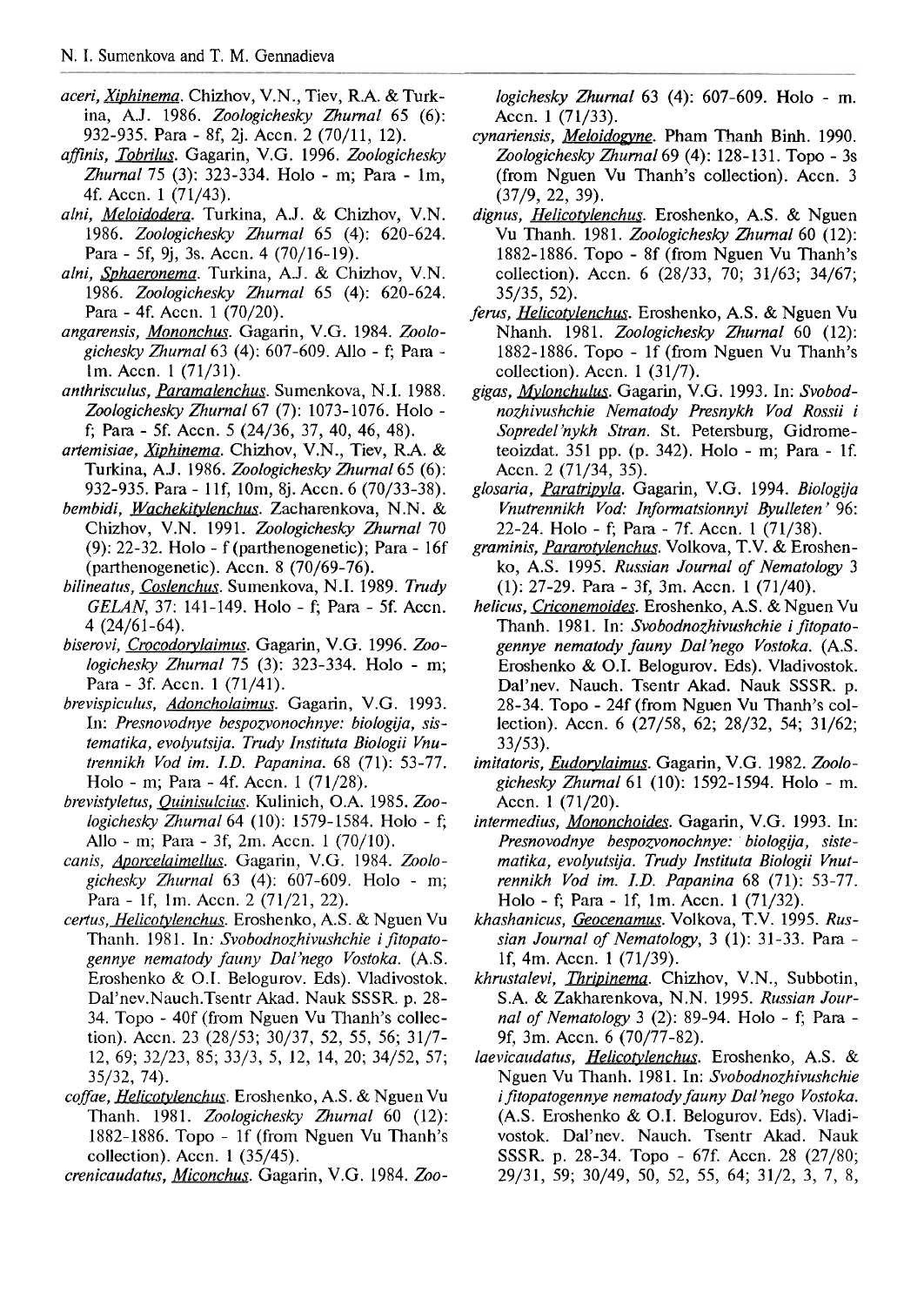*aceri*, Xiphinema. Chizhov, V.N., Tiev, R.A. & Turkina, A.J. 1986. *Zoologichesky Zhurnal* 65 (6): 932-935. Para - 8f, 2j. Accn. 2 (70/11, 12).

*affinis*, Tobrilus. Gagarin, V.G. 1996. *Zoologichesky Zhurnal* 75 (3): 323-334. Holo - m; Para - 1m, 4f. Accn. 1 (71/43).

*alni*, Meloidodera. Turkina, A.J. & Chizhov, V.N. 1986. *Zoologichesky Zhurnal* 65 (4): 620-624. Para - 5f, 9j, 3s. Accn. 4 (70/16-19).

*alni*, Sphaeronema. Turkina, A.J. & Chizhov, V.N. 1986. *Zoologichesky Zhurnal* 65 (4): 620-624. Para - 4f. Accn. 1 (70/20).

*angarensis*, Mononchus. Gagarin, V.G. 1984. *Zoologichesky Zhurnal* 63 (4): 607-609. Allo - f; Para - 1m. Accn. 1 (71/31).

*anthrisculus*, Paramalenchus. Sumenkova, N.I. 1988. *Zoologichesky Zhurnal* 67 (7): 1073-1076. Holo - f; Para - 5f. Accn. 5 (24/36, 37, 40, 46, 48).

*artemisiae*, Xiphinema. Chizhov, V.N., Tiev, R.A. & Turkina, A.J. 1986. *Zoologichesky Zhurnal* 65 (6): 932-935. Para - 11f, 10m, 8j. Accn. 6 (70/33-38).

*bembidi*, Wachekitylenchus. Zacharenkova, N.N. & Chizhov, V.N. 1991. *Zoologichesky Zhurnal* 70 (9): 22-32. Holo - f (parthenogenetic); Para - 16f (parthenogenetic). Accn. 8 (70/69-76).

*bilineatus*, Coslenchus. Sumenkova, N.I. 1989. *Trudy GELAN*, 37: 141-149. Holo - f; Para - 5f. Accn. 4 (24/61-64).

*biserovi*, Crocodorylaimus. Gagarin, V.G. 1996. *Zoologichesky Zhurnal* 75 (3): 323-334. Holo - m; Para - 3f. Accn. 1 (71/41).

*brevispiculus*, Adoncholaimus. Gagarin, V.G. 1993. In: *Presnovodnye bespozvonochnye: biologija, sistematika, evolyutsija. Trudy Instituta Biologii Vnutrennikh Vod im. I.D. Papanina.* 68 (71): 53-77. Holo - m; Para - 4f. Accn. 1 (71/28).

*brevistyletus*, Quinisulcius. Kulinich, O.A. 1985. *Zoologichesky Zhurnal* 64 (10): 1579-1584. Holo - f; Allo - m; Para - 3f, 2m. Accn. 1 (70/10).

*canis*, Aporcelaimellus. Gagarin, V.G. 1984. *Zoologichesky Zhurnal* 63 (4): 607-609. Holo - m; Para - 1f, 1m. Accn. 2 (71/21, 22).

*certus*, Helicotylenchus. Eroshenko, A.S. & Nguen Vu Thanh. 1981. In: *Svobodnozhivushchie i fitopatogennye nematody fauny Dal'nego Vostoka.* (A.S. Eroshenko & O.I. Belogurov. Eds). Vladivostok. Dal'nev.Nauch.Tsentr Akad. Nauk SSSR. p. 28-34. Topo - 40f (from Nguen Vu Thanh's collection). Accn. 23 (28/53; 30/37, 52, 55, 56; 31/7-12, 69; 32/23, 85; 33/3, 5, 12, 14, 20; 34/52, 57; 35/32, 74).

*coffae*, Helicotylenchus. Eroshenko, A.S. & Nguen Vu Thanh. 1981. *Zoologichesky Zhurnal* 60 (12): 1882-1886. Topo - 1f (from Nguen Vu Thanh's collection). Accn. 1 (35/45).

*crenicaudatus*, Miconchus. Gagarin, V.G. 1984. *Zoologichesky Zhurnal* 63 (4): 607-609. Holo - m. Accn. 1 (71/33).

*cynariensis*, Meloidogyne. Pham Thanh Binh. 1990. *Zoologichesky Zhurnal* 69 (4): 128-131. Topo - 3s (from Nguen Vu Thanh's collection). Accn. 3 (37/9, 22, 39).

*dignus*, Helicotylenchus. Eroshenko, A.S. & Nguen Vu Thanh. 1981. *Zoologichesky Zhurnal* 60 (12): 1882-1886. Topo - 8f (from Nguen Vu Thanh's collection). Accn. 6 (28/33, 70; 31/63; 34/67; 35/35, 52).

*ferus*, Helicotylenchus. Eroshenko, A.S. & Nguen Vu Nhanh. 1981. *Zoologichesky Zhurnal* 60 (12): 1882-1886. Topo - 1f (from Nguen Vu Thanh's collection). Accn. 1 (31/7).

*gigas*, Mylonchulus. Gagarin, V.G. 1993. In: *Svobodnozhivushchie Nematody Presnykh Vod Rossii i Sopredel'nykh Stran.* St. Petersburg, Gidrometeoizdat. 351 pp. (p. 342). Holo - m; Para - 1f. Accn. 2 (71/34, 35).

*glosaria*, Paratripyla. Gagarin, V.G. 1994. *Biologija Vnutrennikh Vod: Informatsionnyi Byulleten'* 96: 22-24. Holo - f; Para - 7f. Accn. 1 (71/38).

*graminis*, Pararotylenchus. Volkova, T.V. & Eroshenko, A.S. 1995. *Russian Journal of Nematology* 3 (1): 27-29. Para - 3f, 3m. Accn. 1 (71/40).

*helicus*, Criconemoides. Eroshenko, A.S. & Nguen Vu Thanh. 1981. In: *Svobodnozhivushchie i fitopatogennye nematody fauny Dal'nego Vostoka.* (A.S. Eroshenko & O.I. Belogurov. Eds). Vladivostok. Dal'nev. Nauch. Tsentr Akad. Nauk SSSR. p. 28-34. Topo - 24f (from Nguen Vu Thanh's collection). Accn. 6 (27/58, 62; 28/32, 54; 31/62; 33/53).

*imitatoris*, Eudorylaimus. Gagarin, V.G. 1982. *Zoologichesky Zhurnal* 61 (10): 1592-1594. Holo - m. Accn. 1 (71/20).

*intermedius*, Mononchoides. Gagarin, V.G. 1993. In: *Presnovodnye bespozvonochnye: biologija, sistematika, evolyutsija. Trudy Instituta Biologii Vnutrennikh Vod im. I.D. Papanina* 68 (71): 53-77. Holo - f; Para - 1f, 1m. Accn. 1 (71/32).

*khashanicus*, Geocenamus. Volkova, T.V. 1995. *Russian Journal of Nematology*, 3 (1): 31-33. Para - 1f, 4m. Accn. 1 (71/39).

*khrustalevi*, Thripinema. Chizhov, V.N., Subbotin, S.A. & Zakharenkova, N.N. 1995. *Russian Journal of Nematology* 3 (2): 89-94. Holo - f; Para - 9f, 3m. Accn. 6 (70/77-82).

*laevicaudatus*, Helicotylenchus. Eroshenko, A.S. & Nguen Vu Thanh. 1981. In: *Svobodnozhivushchie i fitopatogennye nematody fauny Dal'nego Vostoka.* (A.S. Eroshenko & O.I. Belogurov. Eds). Vladivostok. Dal'nev. Nauch. Tsentr Akad. Nauk SSSR. p. 28-34. Topo - 67f. Accn. 28 (27/80; 29/31, 59; 30/49, 50, 52, 55, 64; 31/2, 3, 7, 8,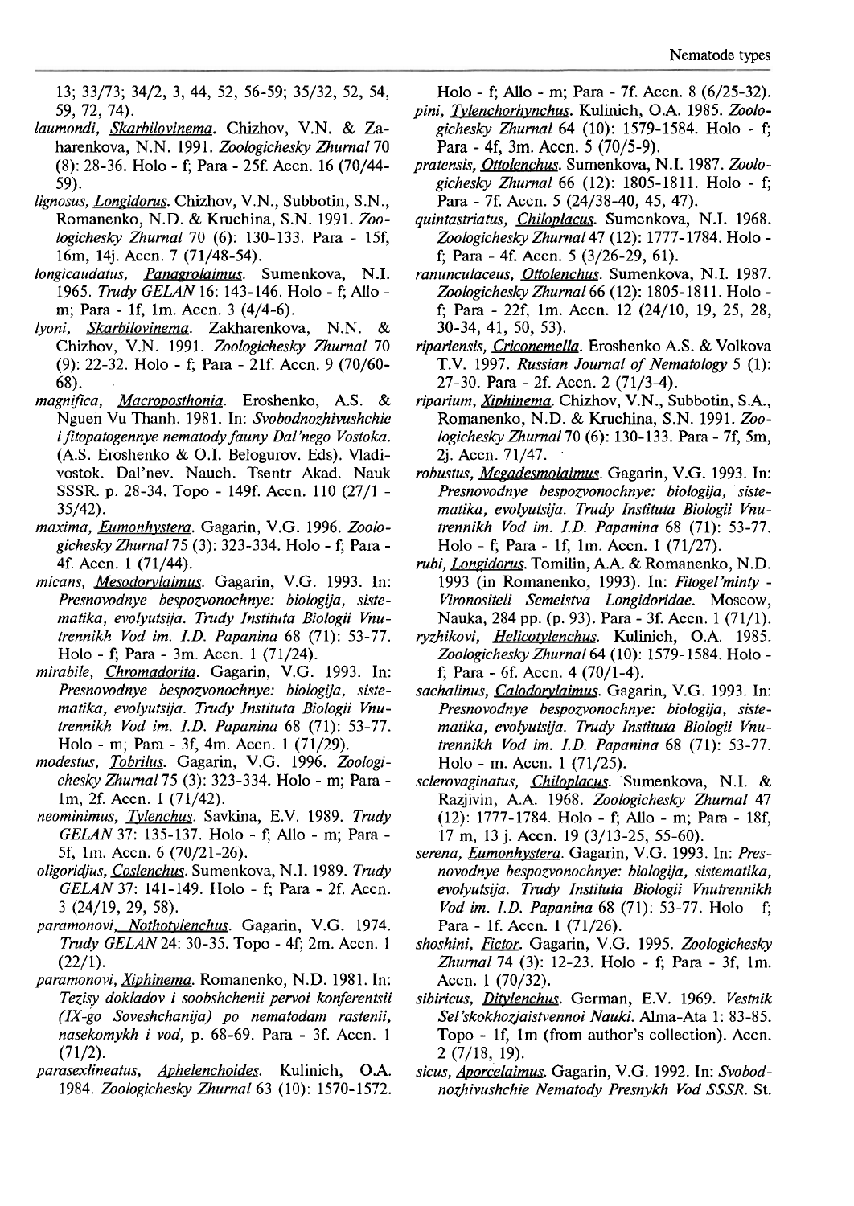13; 33/73; 34/2, 3, 44, 52, 56-59; 35/32, 52, 54, 59, 72, 74).

*laumondi*, Skarbilovinema. Chizhov, V.N. & Zaharenkova, N.N. 1991. *Zoologichesky Zhurnal* 70 (8): 28-36. Holo - f; Para - 25f. Accn. 16 (70/44-59).

*lignosus*, Longidorus. Chizhov, V.N., Subbotin, S.N., Romanenko, N.D. & Kruchina, S.N. 1991. *Zoologichesky Zhurnal* 70 (6): 130-133. Para - 15f, 16m, 14j. Accn. 7 (71/48-54).

*longicaudatus*, Panagrolaimus. Sumenkova, N.I. 1965. *Trudy GELAN* 16: 143-146. Holo - f; Allo - m; Para - 1f, 1m. Accn. 3 (4/4-6).

*lyoni*, Skarbilovinema. Zakharenkova, N.N. & Chizhov, V.N. 1991. *Zoologichesky Zhurnal* 70 (9): 22-32. Holo - f; Para - 21f. Accn. 9 (70/60-68).

*magnifica*, Macroposthonia. Eroshenko, A.S. & Nguen Vu Thanh. 1981. In: *Svobodnozhivushchie i fitopatogennye nematody fauny Dal'nego Vostoka*. (A.S. Eroshenko & O.I. Belogurov. Eds). Vladivostok. Dal'nev. Nauch. Tsentr Akad. Nauk SSSR. p. 28-34. Topo - 149f. Accn. 110 (27/1 - 35/42).

*maxima*, Eumonhystera. Gagarin, V.G. 1996. *Zoologichesky Zhurnal* 75 (3): 323-334. Holo - f; Para - 4f. Accn. 1 (71/44).

*micans*, Mesodorylaimus. Gagarin, V.G. 1993. In: *Presnovodnye bespozvonochnye: biologija, sistematika, evolyutsija. Trudy Instituta Biologii Vnutrennikh Vod im. I.D. Papanina* 68 (71): 53-77. Holo - f; Para - 3m. Accn. 1 (71/24).

*mirabile*, Chromadorita. Gagarin, V.G. 1993. In: *Presnovodnye bespozvonochnye: biologija, sistematika, evolyutsija. Trudy Instituta Biologii Vnutrennikh Vod im. I.D. Papanina* 68 (71): 53-77. Holo - m; Para - 3f, 4m. Accn. 1 (71/29).

*modestus*, Tobrilus. Gagarin, V.G. 1996. *Zoologichesky Zhurnal* 75 (3): 323-334. Holo - m; Para - 1m, 2f. Accn. 1 (71/42).

*neominimus*, Tylenchus. Savkina, E.V. 1989. *Trudy GELAN* 37: 135-137. Holo - f; Allo - m; Para - 5f, 1m. Accn. 6 (70/21-26).

*oligoridjus*, Coslenchus. Sumenkova, N.I. 1989. *Trudy GELAN* 37: 141-149. Holo - f; Para - 2f. Accn. 3 (24/19, 29, 58).

*paramonovi*, Nothotylenchus. Gagarin, V.G. 1974. *Trudy GELAN* 24: 30-35. Topo - 4f; 2m. Accn. 1 (22/1).

*paramonovi*, Xiphinema. Romanenko, N.D. 1981. In: *Tezisy dokladov i soobshchenii pervoi konferentsii (IX-go Soveshchanija) po nematodam rastenii, nasekomykh i vod*, p. 68-69. Para - 3f. Accn. 1 (71/2).

*parasexlineatus*, Aphelenchoides. Kulinich, O.A. 1984. *Zoologichesky Zhurnal* 63 (10): 1570-1572. Holo - f; Allo - m; Para - 7f. Accn. 8 (6/25-32).

*pini*, Tylenchorhynchus. Kulinich, O.A. 1985. *Zoologichesky Zhurnal* 64 (10): 1579-1584. Holo - f; Para - 4f, 3m. Accn. 5 (70/5-9).

*pratensis*, Ottolenchus. Sumenkova, N.I. 1987. *Zoologichesky Zhurnal* 66 (12): 1805-1811. Holo - f; Para - 7f. Accn. 5 (24/38-40, 45, 47).

*quintastriatus*, Chiloplacus. Sumenkova, N.I. 1968. *Zoologichesky Zhurnal* 47 (12): 1777-1784. Holo - f; Para - 4f. Accn. 5 (3/26-29, 61).

*ranunculaceus*, Ottolenchus. Sumenkova, N.I. 1987. *Zoologichesky Zhurnal* 66 (12): 1805-1811. Holo - f; Para - 22f, 1m. Accn. 12 (24/10, 19, 25, 28, 30-34, 41, 50, 53).

*ripariensis*, Criconemella. Eroshenko A.S. & Volkova T.V. 1997. *Russian Journal of Nematology* 5 (1): 27-30. Para - 2f. Accn. 2 (71/3-4).

*riparium*, Xiphinema. Chizhov, V.N., Subbotin, S.A., Romanenko, N.D. & Kruchina, S.N. 1991. *Zoologichesky Zhurnal* 70 (6): 130-133. Para - 7f, 5m, 2j. Accn. 71/47.

*robustus*, Megadesmolaimus. Gagarin, V.G. 1993. In: *Presnovodnye bespozvonochnye: biologija, sistematika, evolyutsija. Trudy Instituta Biologii Vnutrennikh Vod im. I.D. Papanina* 68 (71): 53-77. Holo - f; Para - 1f, 1m. Accn. 1 (71/27).

*rubi*, Longidorus. Tomilin, A.A. & Romanenko, N.D. 1993 (in Romanenko, 1993). In: *Fitogel'minty - Vironositeli Semeistva Longidoridae*. Moscow, Nauka, 284 pp. (p. 93). Para - 3f. Accn. 1 (71/1).

*ryzhikovi*, Helicotylenchus. Kulinich, O.A. 1985. *Zoologichesky Zhurnal* 64 (10): 1579-1584. Holo - f; Para - 6f. Accn. 4 (70/1-4).

*sachalinus*, Calodorylaimus. Gagarin, V.G. 1993. In: *Presnovodnye bespozvonochnye: biologija, sistematika, evolyutsija. Trudy Instituta Biologii Vnutrennikh Vod im. I.D. Papanina* 68 (71): 53-77. Holo - m. Accn. 1 (71/25).

*sclerovaginatus*, Chiloplacus. Sumenkova, N.I. & Razjivin, A.A. 1968. *Zoologichesky Zhurnal* 47 (12): 1777-1784. Holo - f; Allo - m; Para - 18f, 17 m, 13 j. Accn. 19 (3/13-25, 55-60).

*serena*, Eumonhystera. Gagarin, V.G. 1993. In: *Presnovodnye bespozvonochnye: biologija, sistematika, evolyutsija. Trudy Instituta Biologii Vnutrennikh Vod im. I.D. Papanina* 68 (71): 53-77. Holo - f; Para - 1f. Accn. 1 (71/26).

*shoshini*, Fictor. Gagarin, V.G. 1995. *Zoologichesky Zhurnal* 74 (3): 12-23. Holo - f; Para - 3f, 1m. Accn. 1 (70/32).

*sibiricus*, Ditylenchus. German, E.V. 1969. *Vestnik Sel'skokhozjaistvennoi Nauki*. Alma-Ata 1: 83-85. Topo - 1f, 1m (from author's collection). Accn. 2 (7/18, 19).

*sicus*, Aporcelaimus. Gagarin, V.G. 1992. In: *Svobodnozhivushchie Nematody Presnykh Vod SSSR*. St.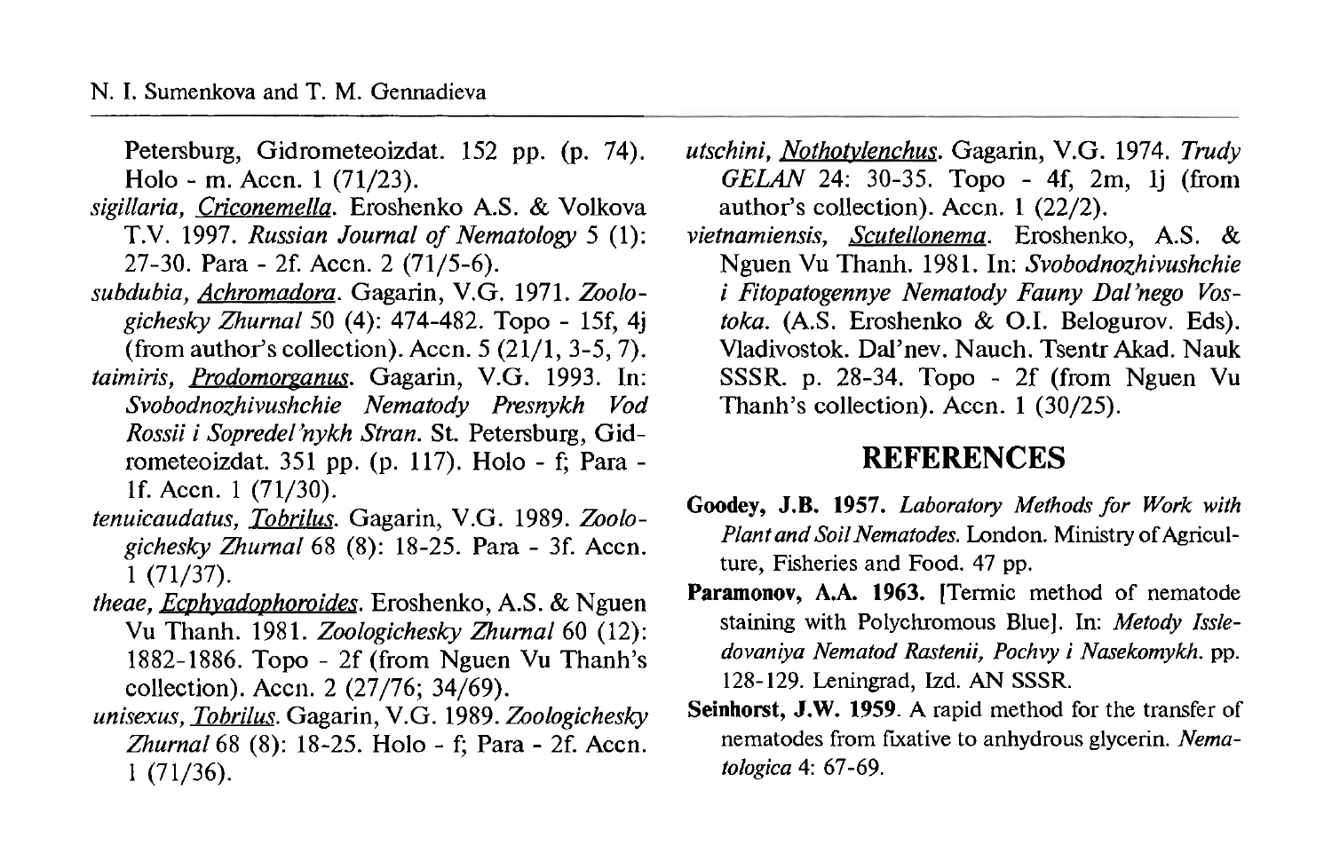Petersburg, Gidrometeoizdat. 152 pp. (p. 74). Holo - m. Accn. 1 (71/23).

*sigillaria*, Criconemella. Eroshenko A.S. & Volkova T.V. 1997. *Russian Journal of Nematology* 5 (1): 27-30. Para - 2f. Accn. 2 (71/5-6).

*subdubia*, Achromadora. Gagarin, V.G. 1971. *Zoologichesky Zhurnal* 50 (4): 474-482. Topo - 15f, 4j (from author's collection). Accn. 5 (21/1, 3-5, 7).

*taimiris*, Prodomorganus. Gagarin, V.G. 1993. In: *Svobodnozhivushchie Nematody Presnykh Vod Rossii i Sopredel'nykh Stran*. St. Petersburg, Gidrometeoizdat. 351 pp. (p. 117). Holo - f; Para - 1f. Accn. 1 (71/30).

*tenuicaudatus*, Tobrilus. Gagarin, V.G. 1989. *Zoologichesky Zhurnal* 68 (8): 18-25. Para - 3f. Accn. 1 (71/37).

*theae*, Ecphyadophoroides. Eroshenko, A.S. & Nguen Vu Thanh. 1981. *Zoologichesky Zhurnal* 60 (12): 1882-1886. Topo - 2f (from Nguen Vu Thanh's collection). Accn. 2 (27/76; 34/69).

*unisexus*, Tobrilus. Gagarin, V.G. 1989. *Zoologichesky Zhurnal* 68 (8): 18-25. Holo - f; Para - 2f. Accn. 1 (71/36).

*utschini*, Nothotylenchus. Gagarin, V.G. 1974. *Trudy GELAN* 24: 30-35. Topo - 4f, 2m, 1j (from author's collection). Accn. 1 (22/2).

*vietnamiensis*, Scutellonema. Eroshenko, A.S. & Nguen Vu Thanh. 1981. In: *Svobodnozhivushchie i Fitopatogennye Nematody Fauny Dal'nego Vostoka*. (A.S. Eroshenko & O.I. Belogurov. Eds). Vladivostok. Dal'nev. Nauch. Tsentr Akad. Nauk SSSR. p. 28-34. Topo - 2f (from Nguen Vu Thanh's collection). Accn. 1 (30/25).

## REFERENCES

**Goodey, J.B. 1957.** *Laboratory Methods for Work with Plant and Soil Nematodes.* London. Ministry of Agriculture, Fisheries and Food. 47 pp.

**Paramonov, A.A. 1963.** [Termic method of nematode staining with Polychromous Blue]. In: *Metody Issledovaniya Nematod Rastenii, Pochvy i Nasekomykh.* pp. 128-129. Leningrad, Izd. AN SSSR.

**Seinhorst, J.W. 1959**. A rapid method for the transfer of nematodes from fixative to anhydrous glycerin. *Nematologica* 4: 67-69.